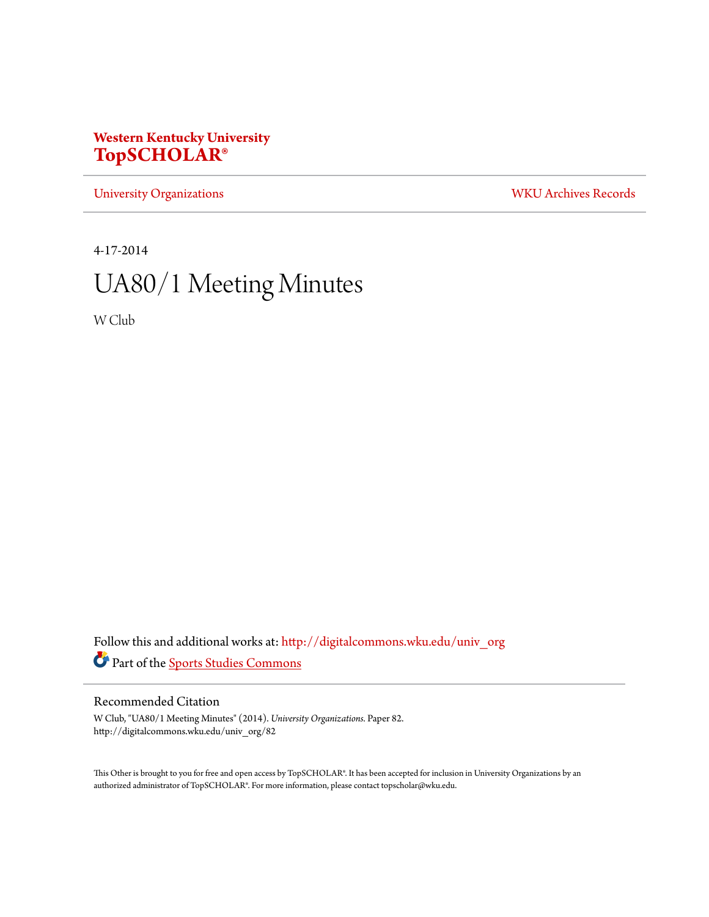**Western Kentucky University**
**TopSCHOLAR®**

University Organizations | WKU Archives Records

4-17-2014

# UA80/1 Meeting Minutes

W Club

Follow this and additional works at: http://digitalcommons.wku.edu/univ_org

Part of the Sports Studies Commons

## Recommended Citation

W Club, "UA80/1 Meeting Minutes" (2014). *University Organizations.* Paper 82.
http://digitalcommons.wku.edu/univ_org/82

This Other is brought to you for free and open access by TopSCHOLAR®. It has been accepted for inclusion in University Organizations by an authorized administrator of TopSCHOLAR®. For more information, please contact topscholar@wku.edu.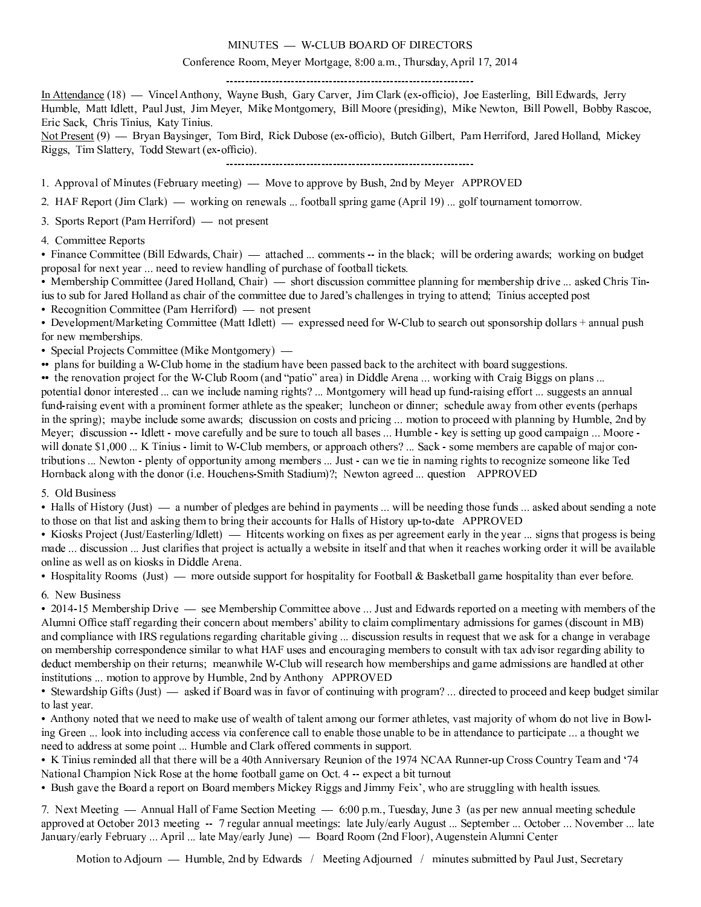MINUTES — W-CLUB BOARD OF DIRECTORS

Conference Room, Meyer Mortgage, 8:00 a.m., Thursday, April 17, 2014

----------------------------------------------------------------

In Attendance (18) — Vincel Anthony, Wayne Bush, Gary Carver, Jim Clark (ex-officio), Joe Easterling, Bill Edwards, Jerry Humble, Matt Idlett, Paul Just, Jim Meyer, Mike Montgomery, Bill Moore (presiding), Mike Newton, Bill Powell, Bobby Rascoe, Eric Sack, Chris Tinius, Katy Tinius.

Not Present (9) — Bryan Baysinger, Tom Bird, Rick Dubose (ex-officio), Butch Gilbert, Pam Herriford, Jared Holland, Mickey Riggs, Tim Slattery, Todd Stewart (ex-officio).

----------------------------------------------------------------

1. Approval of Minutes (February meeting) — Move to approve by Bush, 2nd by Meyer APPROVED

2. HAF Report (Jim Clark) — working on renewals ... football spring game (April 19) ... golf tournament tomorrow.

3. Sports Report (Pam Herriford) — not present

4. Committee Reports

• Finance Committee (Bill Edwards, Chair) — attached ... comments -- in the black; will be ordering awards; working on budget proposal for next year ... need to review handling of purchase of football tickets.

• Membership Committee (Jared Holland, Chair) — short discussion committee planning for membership drive ... asked Chris Tinius to sub for Jared Holland as chair of the committee due to Jared's challenges in trying to attend; Tinius accepted post

• Recognition Committee (Pam Herriford) — not present

• Development/Marketing Committee (Matt Idlett) — expressed need for W-Club to search out sponsorship dollars + annual push for new memberships.

• Special Projects Committee (Mike Montgomery) —

•• plans for building a W-Club home in the stadium have been passed back to the architect with board suggestions.

•• the renovation project for the W-Club Room (and "patio" area) in Diddle Arena ... working with Craig Biggs on plans ... potential donor interested ... can we include naming rights? ... Montgomery will head up fund-raising effort ... suggests an annual fund-raising event with a prominent former athlete as the speaker; luncheon or dinner; schedule away from other events (perhaps in the spring); maybe include some awards; discussion on costs and pricing ... motion to proceed with planning by Humble, 2nd by Meyer; discussion -- Idlett - move carefully and be sure to touch all bases ... Humble - key is setting up good campaign ... Moore - will donate $1,000 ... K Tinius - limit to W-Club members, or approach others? ... Sack - some members are capable of major contributions ... Newton - plenty of opportunity among members ... Just - can we tie in naming rights to recognize someone like Ted Hornback along with the donor (i.e. Houchens-Smith Stadium)?; Newton agreed ... question APPROVED

5. Old Business

• Halls of History (Just) — a number of pledges are behind in payments ... will be needing those funds ... asked about sending a note to those on that list and asking them to bring their accounts for Halls of History up-to-date APPROVED

• Kiosks Project (Just/Easterling/Idlett) — Hitcents working on fixes as per agreement early in the year ... signs that progess is being made ... discussion ... Just clarifies that project is actually a website in itself and that when it reaches working order it will be available online as well as on kiosks in Diddle Arena.

• Hospitality Rooms (Just) — more outside support for hospitality for Football & Basketball game hospitality than ever before.

6. New Business

• 2014-15 Membership Drive — see Membership Committee above ... Just and Edwards reported on a meeting with members of the Alumni Office staff regarding their concern about members' ability to claim complimentary admissions for games (discount in MB) and compliance with IRS regulations regarding charitable giving ... discussion results in request that we ask for a change in verabage on membership correspondence similar to what HAF uses and encouraging members to consult with tax advisor regarding ability to deduct membership on their returns; meanwhile W-Club will research how memberships and game admissions are handled at other institutions ... motion to approve by Humble, 2nd by Anthony APPROVED

• Stewardship Gifts (Just) — asked if Board was in favor of continuing with program? ... directed to proceed and keep budget similar to last year.

• Anthony noted that we need to make use of wealth of talent among our former athletes, vast majority of whom do not live in Bowling Green ... look into including access via conference call to enable those unable to be in attendance to participate ... a thought we need to address at some point ... Humble and Clark offered comments in support.

• K Tinius reminded all that there will be a 40th Anniversary Reunion of the 1974 NCAA Runner-up Cross Country Team and '74 National Champion Nick Rose at the home football game on Oct. 4 -- expect a bit turnout

• Bush gave the Board a report on Board members Mickey Riggs and Jimmy Feix', who are struggling with health issues.

7. Next Meeting — Annual Hall of Fame Section Meeting — 6:00 p.m., Tuesday, June 3 (as per new annual meeting schedule approved at October 2013 meeting -- 7 regular annual meetings: late July/early August ... September ... October ... November ... late January/early February ... April ... late May/early June) — Board Room (2nd Floor), Augenstein Alumni Center

Motion to Adjourn — Humble, 2nd by Edwards / Meeting Adjourned / minutes submitted by Paul Just, Secretary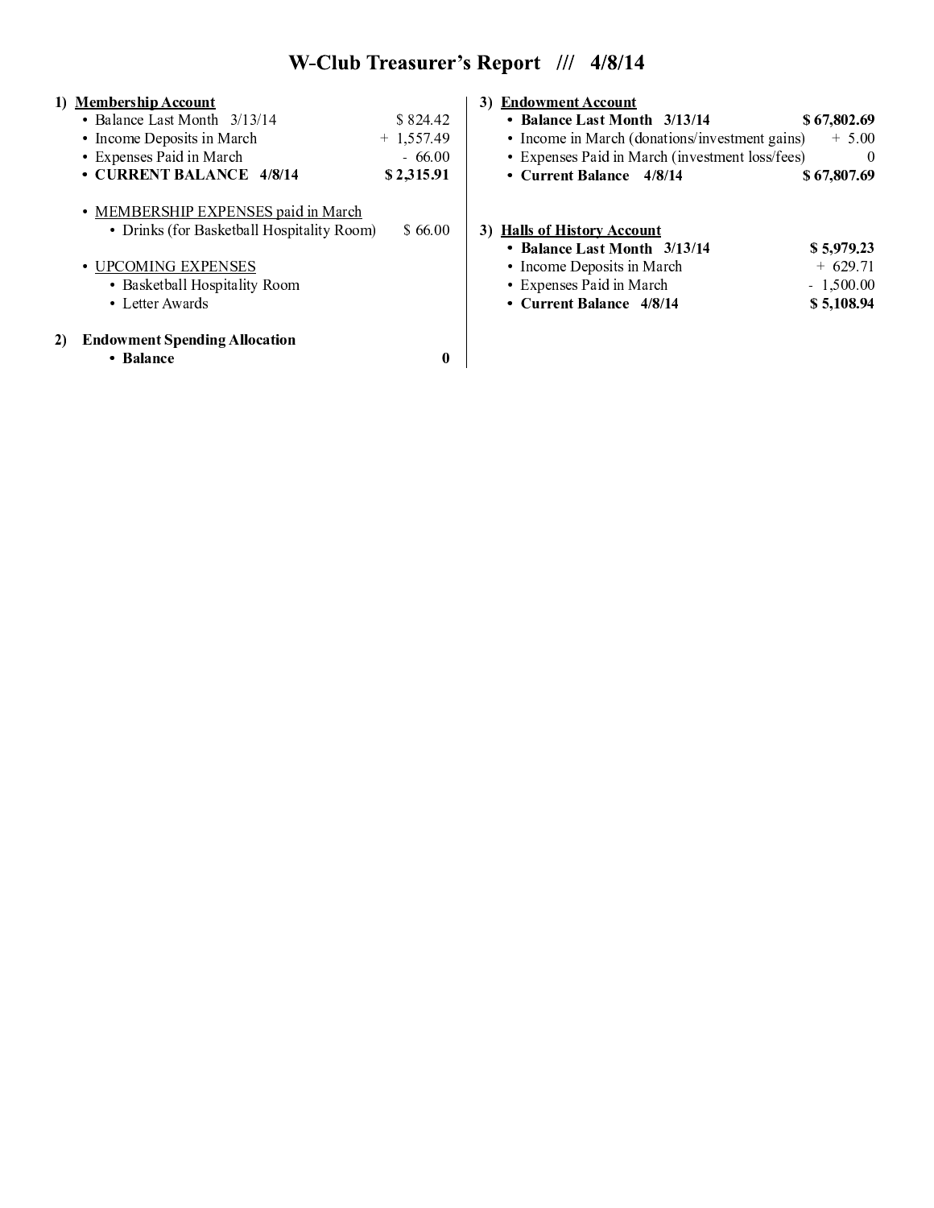# W-Club Treasurer's Report /// 4/8/14

1) **Membership Account**

- Balance Last Month 3/13/14 — $ 824.42
- Income Deposits in March — + 1,557.49
- Expenses Paid in March — - 66.00
- **CURRENT BALANCE 4/8/14 — $ 2,315.91**

- MEMBERSHIP EXPENSES paid in March
  - Drinks (for Basketball Hospitality Room) — $ 66.00

- UPCOMING EXPENSES
  - Basketball Hospitality Room
  - Letter Awards

2) **Endowment Spending Allocation**

- **Balance — 0**

3) **Endowment Account**

- **Balance Last Month 3/13/14 — $ 67,802.69**
- Income in March (donations/investment gains) — + 5.00
- Expenses Paid in March (investment loss/fees) — 0
- **Current Balance 4/8/14 — $ 67,807.69**

3) **Halls of History Account**

- **Balance Last Month 3/13/14 — $ 5,979.23**
- Income Deposits in March — + 629.71
- Expenses Paid in March — - 1,500.00
- **Current Balance 4/8/14 — $ 5,108.94**